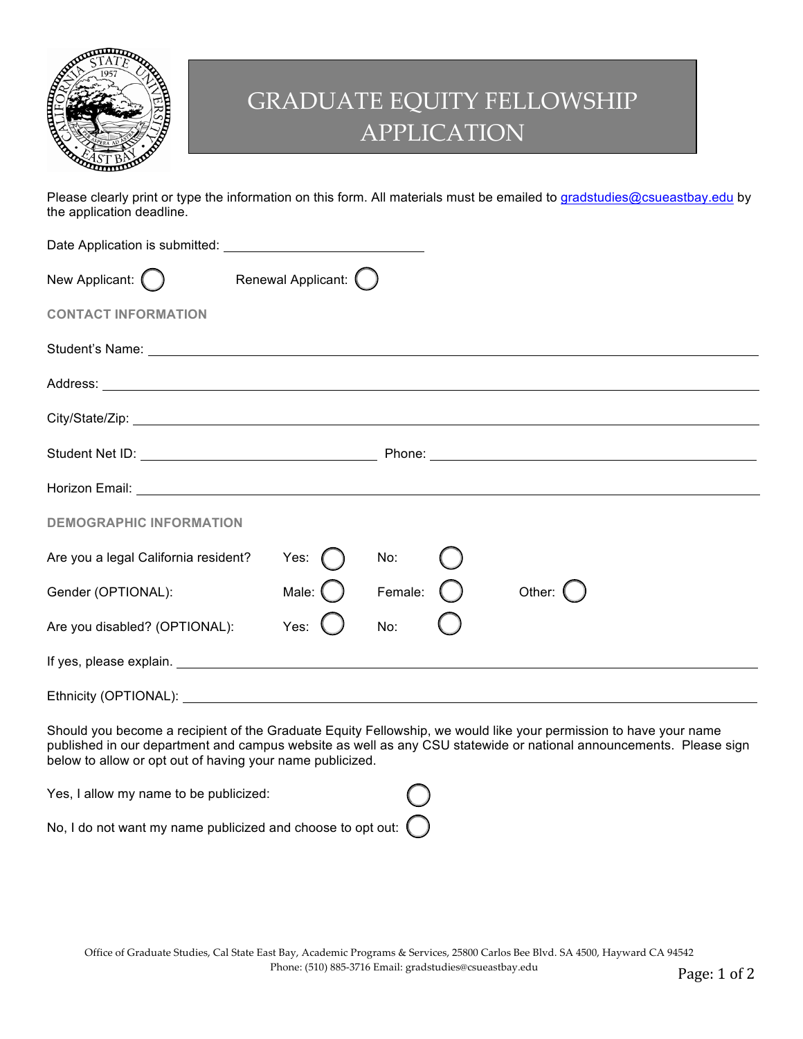# GRADUATE EQUITY FELLOWSHIP APPLICATION

Please clearly print or type the information on this form. All materials must be emailed to gradstudies@csueastbay.edu by the application deadline.

Date Application is submitted: ____________________

New Applicant: ○ Renewal Applicant: ○

## CONTACT INFORMATION

Student's Name: ____________________

Address: ____________________

City/State/Zip: ____________________

Student Net ID: ____________________ Phone: ____________________

Horizon Email: ____________________

## DEMOGRAPHIC INFORMATION

Are you a legal California resident? Yes: ○ No: ○

Gender (OPTIONAL): Male: ○ Female: ○ Other: ○

Are you disabled? (OPTIONAL): Yes: ○ No: ○

If yes, please explain. ____________________

Ethnicity (OPTIONAL): ____________________

Should you become a recipient of the Graduate Equity Fellowship, we would like your permission to have your name published in our department and campus website as well as any CSU statewide or national announcements. Please sign below to allow or opt out of having your name publicized.

Yes, I allow my name to be publicized: ○

No, I do not want my name publicized and choose to opt out: ○

Office of Graduate Studies, Cal State East Bay, Academic Programs & Services, 25800 Carlos Bee Blvd. SA 4500, Hayward CA 94542
Phone: (510) 885-3716 Email: gradstudies@csueastbay.edu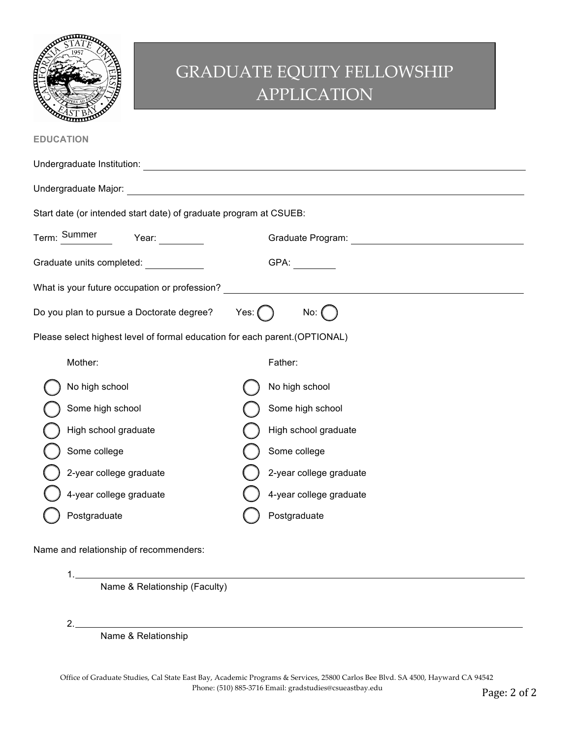# GRADUATE EQUITY FELLOWSHIP APPLICATION

**EDUCATION**

Undergraduate Institution: ______________________________

Undergraduate Major: ______________________________

Start date (or intended start date) of graduate program at CSUEB:

Term: Summer Year: __________ Graduate Program: ______________________________

Graduate units completed: __________ GPA: __________

What is your future occupation or profession? ______________________________

Do you plan to pursue a Doctorate degree? Yes: ◯ No: ◯

Please select highest level of formal education for each parent.(OPTIONAL)

| Mother: | Father: |
| --- | --- |
| ◯ No high school | ◯ No high school |
| ◯ Some high school | ◯ Some high school |
| ◯ High school graduate | ◯ High school graduate |
| ◯ Some college | ◯ Some college |
| ◯ 2-year college graduate | ◯ 2-year college graduate |
| ◯ 4-year college graduate | ◯ 4-year college graduate |
| ◯ Postgraduate | ◯ Postgraduate |

Name and relationship of recommenders:

1. ______________________________
   Name & Relationship (Faculty)

2. ______________________________
   Name & Relationship

Office of Graduate Studies, Cal State East Bay, Academic Programs & Services, 25800 Carlos Bee Blvd. SA 4500, Hayward CA 94542
Phone: (510) 885-3716 Email: gradstudies@csueastbay.edu